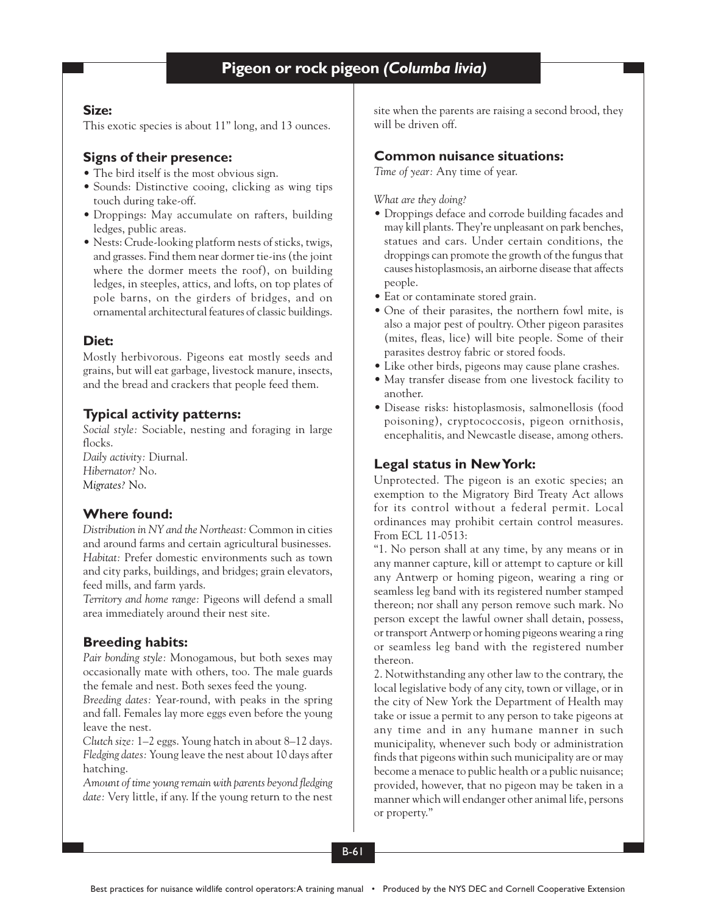# Pigeon or rock pigeon *(Columba livia)*

## Size:

This exotic species is about 11" long, and 13 ounces.

## Signs of their presence:

- The bird itself is the most obvious sign.
- Sounds: Distinctive cooing, clicking as wing tips touch during take-off.
- Droppings: May accumulate on rafters, building ledges, public areas.
- Nests: Crude-looking platform nests of sticks, twigs, and grasses. Find them near dormer tie-ins (the joint where the dormer meets the roof), on building ledges, in steeples, attics, and lofts, on top plates of pole barns, on the girders of bridges, and on ornamental architectural features of classic buildings.

## Diet:

Mostly herbivorous. Pigeons eat mostly seeds and grains, but will eat garbage, livestock manure, insects, and the bread and crackers that people feed them.

## Typical activity patterns:

*Social style:* Sociable, nesting and foraging in large flocks.
*Daily activity:* Diurnal.
*Hibernator?* No.
*Migrates?* No.

## Where found:

*Distribution in NY and the Northeast:* Common in cities and around farms and certain agricultural businesses.
*Habitat:* Prefer domestic environments such as town and city parks, buildings, and bridges; grain elevators, feed mills, and farm yards.
*Territory and home range:* Pigeons will defend a small area immediately around their nest site.

## Breeding habits:

*Pair bonding style:* Monogamous, but both sexes may occasionally mate with others, too. The male guards the female and nest. Both sexes feed the young.
*Breeding dates:* Year-round, with peaks in the spring and fall. Females lay more eggs even before the young leave the nest.
*Clutch size:* 1–2 eggs. Young hatch in about 8–12 days.
*Fledging dates:* Young leave the nest about 10 days after hatching.
*Amount of time young remain with parents beyond fledging date:* Very little, if any. If the young return to the nest site when the parents are raising a second brood, they will be driven off.

## Common nuisance situations:

*Time of year:* Any time of year.

*What are they doing?*

- Droppings deface and corrode building facades and may kill plants. They're unpleasant on park benches, statues and cars. Under certain conditions, the droppings can promote the growth of the fungus that causes histoplasmosis, an airborne disease that affects people.
- Eat or contaminate stored grain.
- One of their parasites, the northern fowl mite, is also a major pest of poultry. Other pigeon parasites (mites, fleas, lice) will bite people. Some of their parasites destroy fabric or stored foods.
- Like other birds, pigeons may cause plane crashes.
- May transfer disease from one livestock facility to another.
- Disease risks: histoplasmosis, salmonellosis (food poisoning), cryptococcosis, pigeon ornithosis, encephalitis, and Newcastle disease, among others.

## Legal status in New York:

Unprotected. The pigeon is an exotic species; an exemption to the Migratory Bird Treaty Act allows for its control without a federal permit. Local ordinances may prohibit certain control measures. From ECL 11-0513:

"1. No person shall at any time, by any means or in any manner capture, kill or attempt to capture or kill any Antwerp or homing pigeon, wearing a ring or seamless leg band with its registered number stamped thereon; nor shall any person remove such mark. No person except the lawful owner shall detain, possess, or transport Antwerp or homing pigeons wearing a ring or seamless leg band with the registered number thereon.

2. Notwithstanding any other law to the contrary, the local legislative body of any city, town or village, or in the city of New York the Department of Health may take or issue a permit to any person to take pigeons at any time and in any humane manner in such municipality, whenever such body or administration finds that pigeons within such municipality are or may become a menace to public health or a public nuisance; provided, however, that no pigeon may be taken in a manner which will endanger other animal life, persons or property."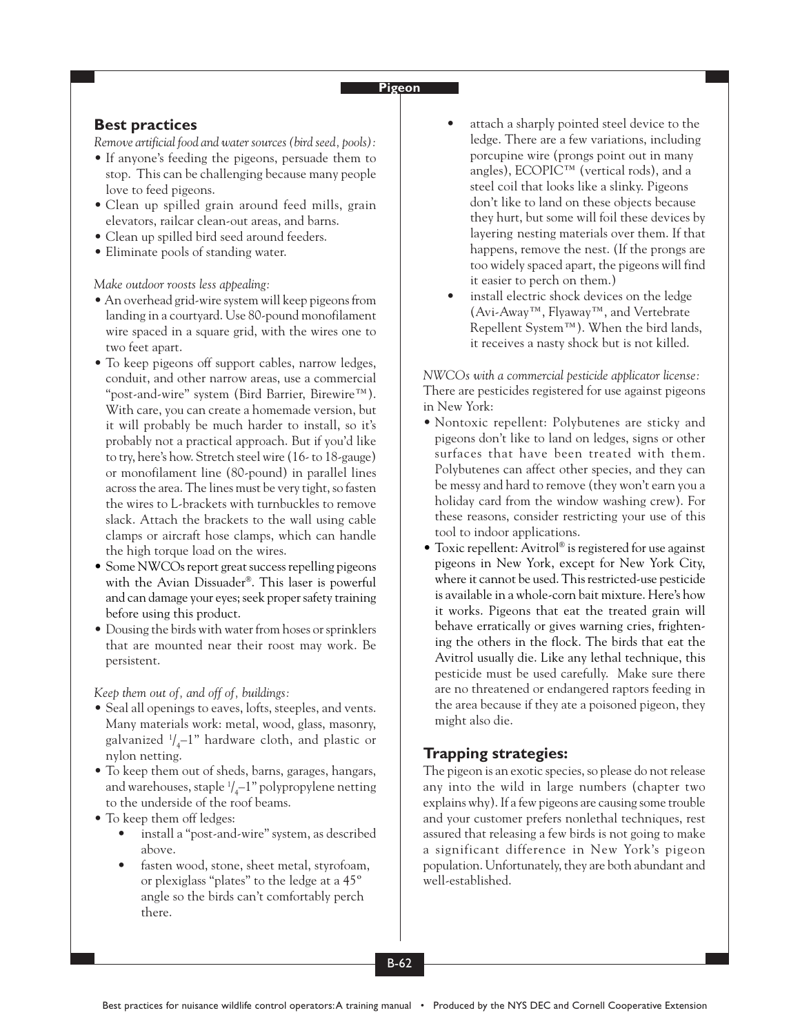## Best practices

*Remove artificial food and water sources (bird seed, pools):*

- If anyone's feeding the pigeons, persuade them to stop. This can be challenging because many people love to feed pigeons.
- Clean up spilled grain around feed mills, grain elevators, railcar clean-out areas, and barns.
- Clean up spilled bird seed around feeders.
- Eliminate pools of standing water.

*Make outdoor roosts less appealing:*

- An overhead grid-wire system will keep pigeons from landing in a courtyard. Use 80-pound monofilament wire spaced in a square grid, with the wires one to two feet apart.
- To keep pigeons off support cables, narrow ledges, conduit, and other narrow areas, use a commercial "post-and-wire" system (Bird Barrier, Birewire™). With care, you can create a homemade version, but it will probably be much harder to install, so it's probably not a practical approach. But if you'd like to try, here's how. Stretch steel wire (16- to 18-gauge) or monofilament line (80-pound) in parallel lines across the area. The lines must be very tight, so fasten the wires to L-brackets with turnbuckles to remove slack. Attach the brackets to the wall using cable clamps or aircraft hose clamps, which can handle the high torque load on the wires.
- Some NWCOs report great success repelling pigeons with the Avian Dissuader®. This laser is powerful and can damage your eyes; seek proper safety training before using this product.
- Dousing the birds with water from hoses or sprinklers that are mounted near their roost may work. Be persistent.

*Keep them out of, and off of, buildings:*

- Seal all openings to eaves, lofts, steeples, and vents. Many materials work: metal, wood, glass, masonry, galvanized 1/4–1" hardware cloth, and plastic or nylon netting.
- To keep them out of sheds, barns, garages, hangars, and warehouses, staple 1/4–1" polypropylene netting to the underside of the roof beams.
- To keep them off ledges:
    - install a "post-and-wire" system, as described above.
    - fasten wood, stone, sheet metal, styrofoam, or plexiglass "plates" to the ledge at a 45° angle so the birds can't comfortably perch there.
    - attach a sharply pointed steel device to the ledge. There are a few variations, including porcupine wire (prongs point out in many angles), ECOPIC™ (vertical rods), and a steel coil that looks like a slinky. Pigeons don't like to land on these objects because they hurt, but some will foil these devices by layering nesting materials over them. If that happens, remove the nest. (If the prongs are too widely spaced apart, the pigeons will find it easier to perch on them.)
    - install electric shock devices on the ledge (Avi-Away™, Flyaway™, and Vertebrate Repellent System™). When the bird lands, it receives a nasty shock but is not killed.

*NWCOs with a commercial pesticide applicator license:*

There are pesticides registered for use against pigeons in New York:

- Nontoxic repellent: Polybutenes are sticky and pigeons don't like to land on ledges, signs or other surfaces that have been treated with them. Polybutenes can affect other species, and they can be messy and hard to remove (they won't earn you a holiday card from the window washing crew). For these reasons, consider restricting your use of this tool to indoor applications.
- Toxic repellent: Avitrol® is registered for use against pigeons in New York, except for New York City, where it cannot be used. This restricted-use pesticide is available in a whole-corn bait mixture. Here's how it works. Pigeons that eat the treated grain will behave erratically or gives warning cries, frightening the others in the flock. The birds that eat the Avitrol usually die. Like any lethal technique, this pesticide must be used carefully. Make sure there are no threatened or endangered raptors feeding in the area because if they ate a poisoned pigeon, they might also die.

## Trapping strategies:

The pigeon is an exotic species, so please do not release any into the wild in large numbers (chapter two explains why). If a few pigeons are causing some trouble and your customer prefers nonlethal techniques, rest assured that releasing a few birds is not going to make a significant difference in New York's pigeon population. Unfortunately, they are both abundant and well-established.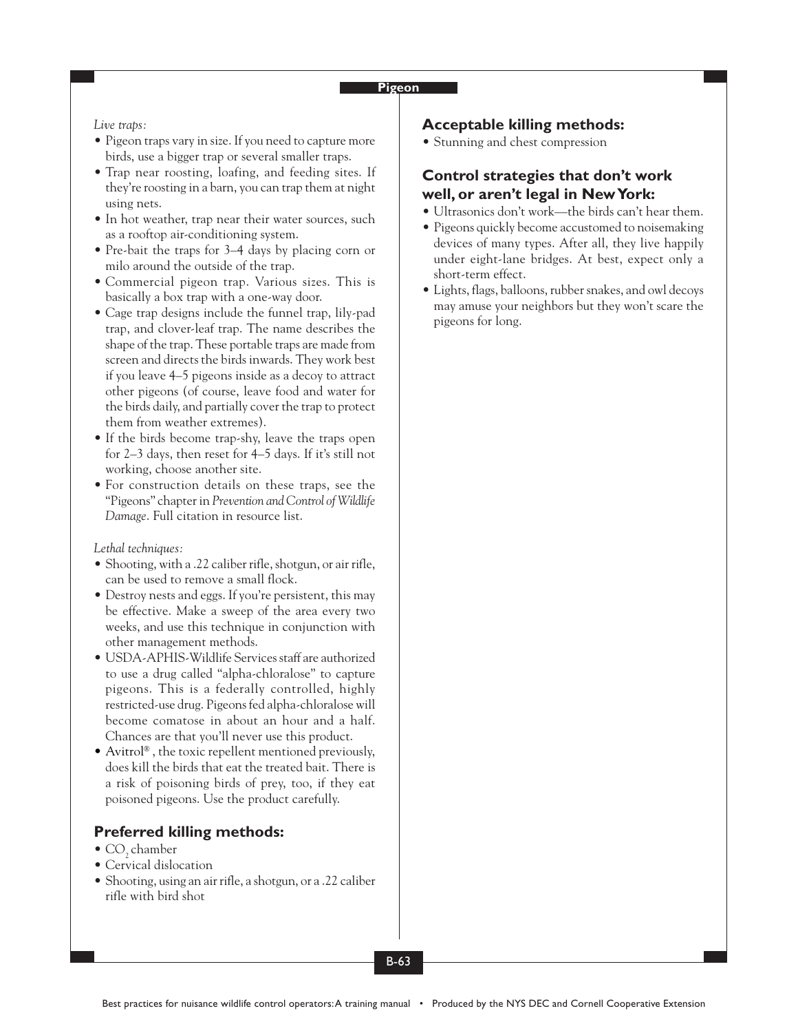*Live traps:*

- Pigeon traps vary in size. If you need to capture more birds, use a bigger trap or several smaller traps.
- Trap near roosting, loafing, and feeding sites. If they're roosting in a barn, you can trap them at night using nets.
- In hot weather, trap near their water sources, such as a rooftop air-conditioning system.
- Pre-bait the traps for 3–4 days by placing corn or milo around the outside of the trap.
- Commercial pigeon trap. Various sizes. This is basically a box trap with a one-way door.
- Cage trap designs include the funnel trap, lily-pad trap, and clover-leaf trap. The name describes the shape of the trap. These portable traps are made from screen and directs the birds inwards. They work best if you leave 4–5 pigeons inside as a decoy to attract other pigeons (of course, leave food and water for the birds daily, and partially cover the trap to protect them from weather extremes).
- If the birds become trap-shy, leave the traps open for 2–3 days, then reset for 4–5 days. If it's still not working, choose another site.
- For construction details on these traps, see the "Pigeons" chapter in *Prevention and Control of Wildlife Damage*. Full citation in resource list.

*Lethal techniques:*

- Shooting, with a .22 caliber rifle, shotgun, or air rifle, can be used to remove a small flock.
- Destroy nests and eggs. If you're persistent, this may be effective. Make a sweep of the area every two weeks, and use this technique in conjunction with other management methods.
- USDA-APHIS-Wildlife Services staff are authorized to use a drug called "alpha-chloralose" to capture pigeons. This is a federally controlled, highly restricted-use drug. Pigeons fed alpha-chloralose will become comatose in about an hour and a half. Chances are that you'll never use this product.
- Avitrol®, the toxic repellent mentioned previously, does kill the birds that eat the treated bait. There is a risk of poisoning birds of prey, too, if they eat poisoned pigeons. Use the product carefully.

## Preferred killing methods:

- $CO_2$ chamber
- Cervical dislocation
- Shooting, using an air rifle, a shotgun, or a .22 caliber rifle with bird shot

## Acceptable killing methods:

- Stunning and chest compression

## Control strategies that don't work well, or aren't legal in New York:

- Ultrasonics don't work—the birds can't hear them.
- Pigeons quickly become accustomed to noisemaking devices of many types. After all, they live happily under eight-lane bridges. At best, expect only a short-term effect.
- Lights, flags, balloons, rubber snakes, and owl decoys may amuse your neighbors but they won't scare the pigeons for long.